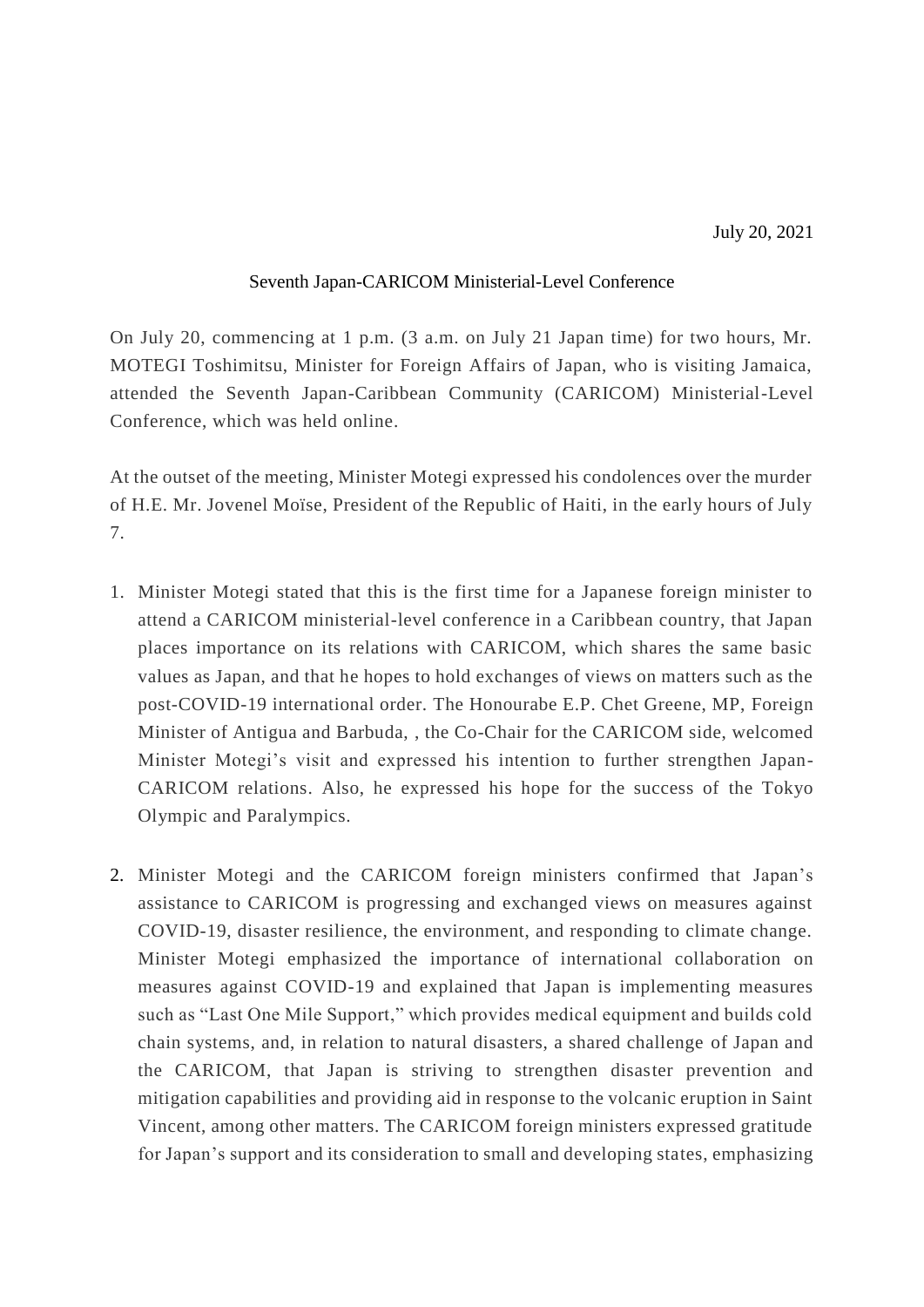July 20, 2021

## Seventh Japan-CARICOM Ministerial-Level Conference

On July 20, commencing at 1 p.m. (3 a.m. on July 21 Japan time) for two hours, Mr. MOTEGI Toshimitsu, Minister for Foreign Affairs of Japan, who is visiting Jamaica, attended the Seventh Japan-Caribbean Community (CARICOM) Ministerial-Level Conference, which was held online.

At the outset of the meeting, Minister Motegi expressed his condolences over the murder of H.E. Mr. Jovenel Moïse, President of the Republic of Haiti, in the early hours of July 7.

1. Minister Motegi stated that this is the first time for a Japanese foreign minister to attend a CARICOM ministerial-level conference in a Caribbean country, that Japan places importance on its relations with CARICOM, which shares the same basic values as Japan, and that he hopes to hold exchanges of views on matters such as the post-COVID-19 international order. The Honourabe E.P. Chet Greene, MP, Foreign Minister of Antigua and Barbuda, , the Co-Chair for the CARICOM side, welcomed Minister Motegi's visit and expressed his intention to further strengthen Japan-CARICOM relations. Also, he expressed his hope for the success of the Tokyo Olympic and Paralympics.

2. Minister Motegi and the CARICOM foreign ministers confirmed that Japan's assistance to CARICOM is progressing and exchanged views on measures against COVID-19, disaster resilience, the environment, and responding to climate change. Minister Motegi emphasized the importance of international collaboration on measures against COVID-19 and explained that Japan is implementing measures such as "Last One Mile Support," which provides medical equipment and builds cold chain systems, and, in relation to natural disasters, a shared challenge of Japan and the CARICOM, that Japan is striving to strengthen disaster prevention and mitigation capabilities and providing aid in response to the volcanic eruption in Saint Vincent, among other matters. The CARICOM foreign ministers expressed gratitude for Japan's support and its consideration to small and developing states, emphasizing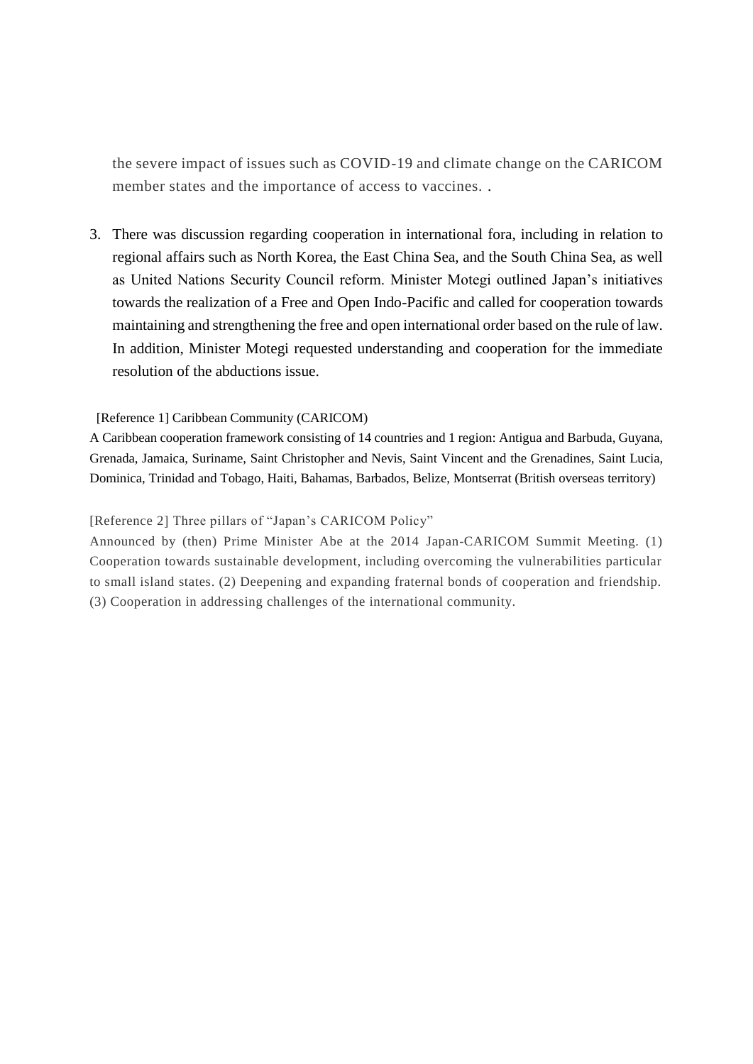the severe impact of issues such as COVID-19 and climate change on the CARICOM member states and the importance of access to vaccines. .

3. There was discussion regarding cooperation in international fora, including in relation to regional affairs such as North Korea, the East China Sea, and the South China Sea, as well as United Nations Security Council reform. Minister Motegi outlined Japan's initiatives towards the realization of a Free and Open Indo-Pacific and called for cooperation towards maintaining and strengthening the free and open international order based on the rule of law. In addition, Minister Motegi requested understanding and cooperation for the immediate resolution of the abductions issue.

[Reference 1] Caribbean Community (CARICOM)

A Caribbean cooperation framework consisting of 14 countries and 1 region: Antigua and Barbuda, Guyana, Grenada, Jamaica, Suriname, Saint Christopher and Nevis, Saint Vincent and the Grenadines, Saint Lucia, Dominica, Trinidad and Tobago, Haiti, Bahamas, Barbados, Belize, Montserrat (British overseas territory)

[Reference 2] Three pillars of "Japan's CARICOM Policy"

Announced by (then) Prime Minister Abe at the 2014 Japan-CARICOM Summit Meeting. (1) Cooperation towards sustainable development, including overcoming the vulnerabilities particular to small island states. (2) Deepening and expanding fraternal bonds of cooperation and friendship. (3) Cooperation in addressing challenges of the international community.